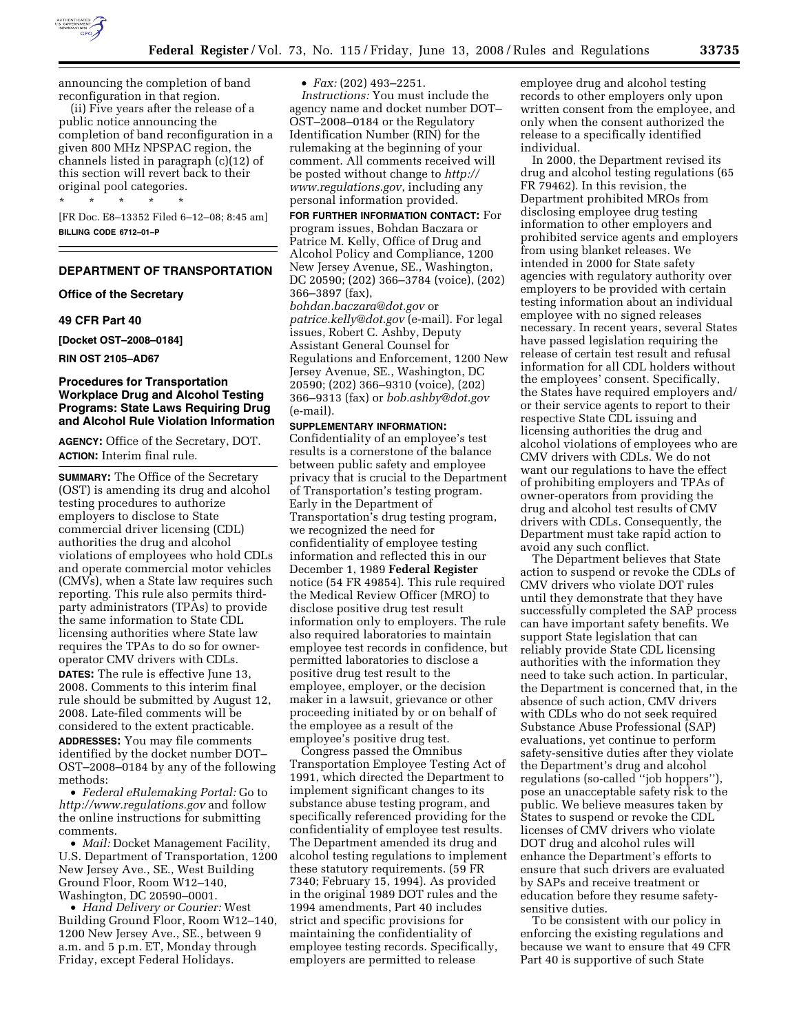announcing the completion of band reconfiguration in that region.

(ii) Five years after the release of a public notice announcing the completion of band reconfiguration in a given 800 MHz NPSPAC region, the channels listed in paragraph (c)(12) of this section will revert back to their original pool categories.

\* \* \* \* \*

[FR Doc. E8–13352 Filed 6–12–08; 8:45 am]

**BILLING CODE 6712–01–P**

## DEPARTMENT OF TRANSPORTATION

### Office of the Secretary

### 49 CFR Part 40

**[Docket OST–2008–0184]**

**RIN OST 2105–AD67**

### Procedures for Transportation Workplace Drug and Alcohol Testing Programs: State Laws Requiring Drug and Alcohol Rule Violation Information

**AGENCY:** Office of the Secretary, DOT.

**ACTION:** Interim final rule.

**SUMMARY:** The Office of the Secretary (OST) is amending its drug and alcohol testing procedures to authorize employers to disclose to State commercial driver licensing (CDL) authorities the drug and alcohol violations of employees who hold CDLs and operate commercial motor vehicles (CMVs), when a State law requires such reporting. This rule also permits third-party administrators (TPAs) to provide the same information to State CDL licensing authorities where State law requires the TPAs to do so for owner-operator CMV drivers with CDLs.

**DATES:** The rule is effective June 13, 2008. Comments to this interim final rule should be submitted by August 12, 2008. Late-filed comments will be considered to the extent practicable.

**ADDRESSES:** You may file comments identified by the docket number DOT–OST–2008–0184 by any of the following methods:

- *Federal eRulemaking Portal:* Go to *http://www.regulations.gov* and follow the online instructions for submitting comments.
- *Mail:* Docket Management Facility, U.S. Department of Transportation, 1200 New Jersey Ave., SE., West Building Ground Floor, Room W12–140, Washington, DC 20590–0001.
- *Hand Delivery or Courier:* West Building Ground Floor, Room W12–140, 1200 New Jersey Ave., SE., between 9 a.m. and 5 p.m. ET, Monday through Friday, except Federal Holidays.
- *Fax:* (202) 493–2251.

*Instructions:* You must include the agency name and docket number DOT–OST–2008–0184 or the Regulatory Identification Number (RIN) for the rulemaking at the beginning of your comment. All comments received will be posted without change to *http://www.regulations.gov*, including any personal information provided.

**FOR FURTHER INFORMATION CONTACT:** For program issues, Bohdan Baczara or Patrice M. Kelly, Office of Drug and Alcohol Policy and Compliance, 1200 New Jersey Avenue, SE., Washington, DC 20590; (202) 366–3784 (voice), (202) 366–3897 (fax), *bohdan.baczara@dot.gov* or *patrice.kelly@dot.gov* (e-mail). For legal issues, Robert C. Ashby, Deputy Assistant General Counsel for Regulations and Enforcement, 1200 New Jersey Avenue, SE., Washington, DC 20590; (202) 366–9310 (voice), (202) 366–9313 (fax) or *bob.ashby@dot.gov* (e-mail).

**SUPPLEMENTARY INFORMATION:**

Confidentiality of an employee's test results is a cornerstone of the balance between public safety and employee privacy that is crucial to the Department of Transportation's testing program. Early in the Department of Transportation's drug testing program, we recognized the need for confidentiality of employee testing information and reflected this in our December 1, 1989 **Federal Register** notice (54 FR 49854). This rule required the Medical Review Officer (MRO) to disclose positive drug test result information only to employers. The rule also required laboratories to maintain employee test records in confidence, but permitted laboratories to disclose a positive drug test result to the employee, employer, or the decision maker in a lawsuit, grievance or other proceeding initiated by or on behalf of the employee as a result of the employee's positive drug test.

Congress passed the Omnibus Transportation Employee Testing Act of 1991, which directed the Department to implement significant changes to its substance abuse testing program, and specifically referenced providing for the confidentiality of employee test results. The Department amended its drug and alcohol testing regulations to implement these statutory requirements. (59 FR 7340; February 15, 1994). As provided in the original 1989 DOT rules and the 1994 amendments, Part 40 includes strict and specific provisions for maintaining the confidentiality of employee testing records. Specifically, employers are permitted to release employee drug and alcohol testing records to other employers only upon written consent from the employee, and only when the consent authorized the release to a specifically identified individual.

In 2000, the Department revised its drug and alcohol testing regulations (65 FR 79462). In this revision, the Department prohibited MROs from disclosing employee drug testing information to other employers and prohibited service agents and employers from using blanket releases. We intended in 2000 for State safety agencies with regulatory authority over employers to be provided with certain testing information about an individual employee with no signed releases necessary. In recent years, several States have passed legislation requiring the release of certain test result and refusal information for all CDL holders without the employees' consent. Specifically, the States have required employers and/or their service agents to report to their respective State CDL issuing and licensing authorities the drug and alcohol violations of employees who are CMV drivers with CDLs. We do not want our regulations to have the effect of prohibiting employers and TPAs of owner-operators from providing the drug and alcohol test results of CMV drivers with CDLs. Consequently, the Department must take rapid action to avoid any such conflict.

The Department believes that State action to suspend or revoke the CDLs of CMV drivers who violate DOT rules until they demonstrate that they have successfully completed the SAP process can have important safety benefits. We support State legislation that can reliably provide State CDL licensing authorities with the information they need to take such action. In particular, the Department is concerned that, in the absence of such action, CMV drivers with CDLs who do not seek required Substance Abuse Professional (SAP) evaluations, yet continue to perform safety-sensitive duties after they violate the Department's drug and alcohol regulations (so-called "job hoppers"), pose an unacceptable safety risk to the public. We believe measures taken by States to suspend or revoke the CDL licenses of CMV drivers who violate DOT drug and alcohol rules will enhance the Department's efforts to ensure that such drivers are evaluated by SAPs and receive treatment or education before they resume safety-sensitive duties.

To be consistent with our policy in enforcing the existing regulations and because we want to ensure that 49 CFR Part 40 is supportive of such State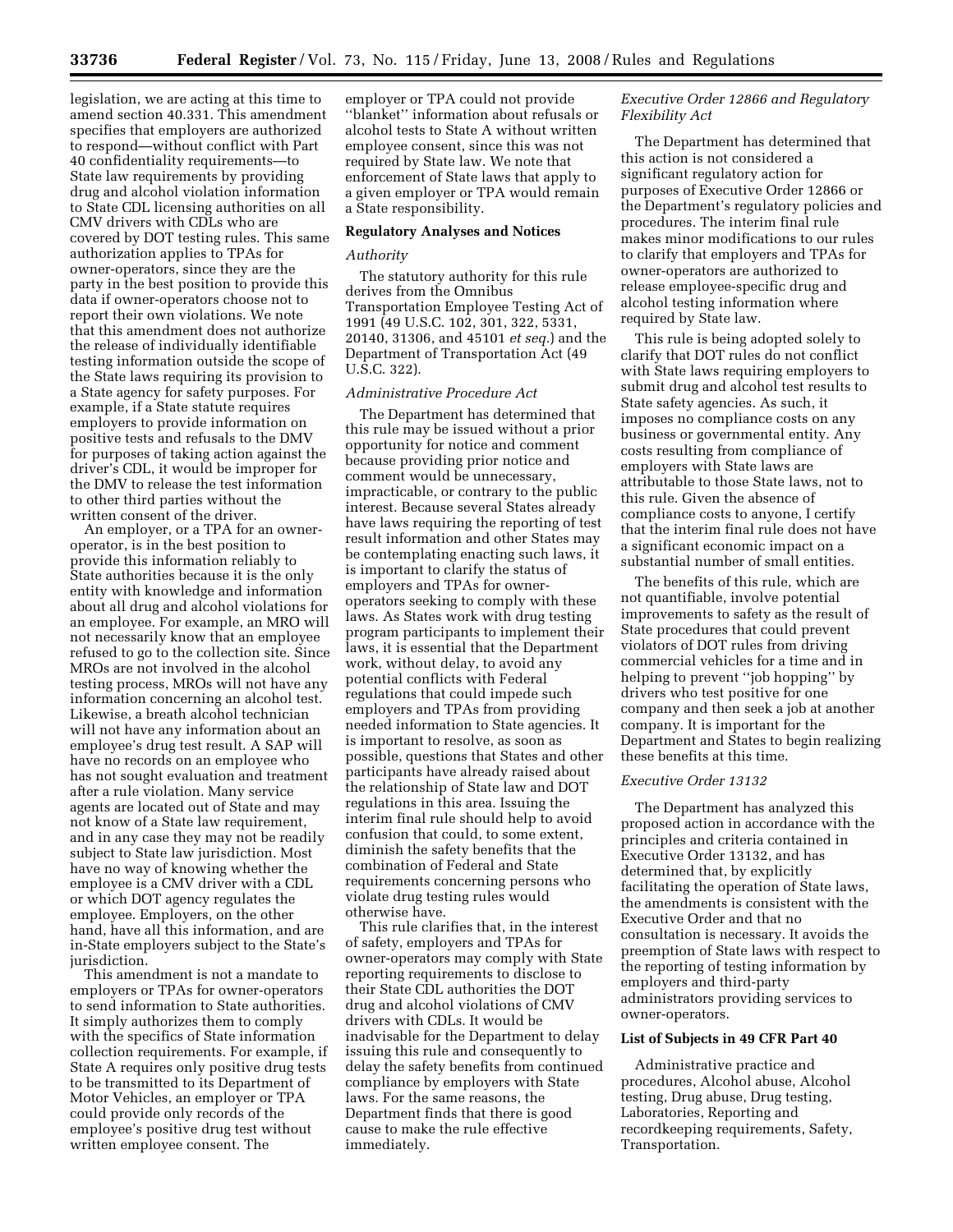legislation, we are acting at this time to amend section 40.331. This amendment specifies that employers are authorized to respond—without conflict with Part 40 confidentiality requirements—to State law requirements by providing drug and alcohol violation information to State CDL licensing authorities on all CMV drivers with CDLs who are covered by DOT testing rules. This same authorization applies to TPAs for owner-operators, since they are the party in the best position to provide this data if owner-operators choose not to report their own violations. We note that this amendment does not authorize the release of individually identifiable testing information outside the scope of the State laws requiring its provision to a State agency for safety purposes. For example, if a State statute requires employers to provide information on positive tests and refusals to the DMV for purposes of taking action against the driver's CDL, it would be improper for the DMV to release the test information to other third parties without the written consent of the driver.

An employer, or a TPA for an owner-operator, is in the best position to provide this information reliably to State authorities because it is the only entity with knowledge and information about all drug and alcohol violations for an employee. For example, an MRO will not necessarily know that an employee refused to go to the collection site. Since MROs are not involved in the alcohol testing process, MROs will not have any information concerning an alcohol test. Likewise, a breath alcohol technician will not have any information about an employee's drug test result. A SAP will have no records on an employee who has not sought evaluation and treatment after a rule violation. Many service agents are located out of State and may not know of a State law requirement, and in any case they may not be readily subject to State law jurisdiction. Most have no way of knowing whether the employee is a CMV driver with a CDL or which DOT agency regulates the employee. Employers, on the other hand, have all this information, and are in-State employers subject to the State's jurisdiction.

This amendment is not a mandate to employers or TPAs for owner-operators to send information to State authorities. It simply authorizes them to comply with the specifics of State information collection requirements. For example, if State A requires only positive drug tests to be transmitted to its Department of Motor Vehicles, an employer or TPA could provide only records of the employee's positive drug test without written employee consent. The employer or TPA could not provide "blanket" information about refusals or alcohol tests to State A without written employee consent, since this was not required by State law. We note that enforcement of State laws that apply to a given employer or TPA would remain a State responsibility.

## Regulatory Analyses and Notices

### *Authority*

The statutory authority for this rule derives from the Omnibus Transportation Employee Testing Act of 1991 (49 U.S.C. 102, 301, 322, 5331, 20140, 31306, and 45101 *et seq.*) and the Department of Transportation Act (49 U.S.C. 322).

### *Administrative Procedure Act*

The Department has determined that this rule may be issued without a prior opportunity for notice and comment because providing prior notice and comment would be unnecessary, impracticable, or contrary to the public interest. Because several States already have laws requiring the reporting of test result information and other States may be contemplating enacting such laws, it is important to clarify the status of employers and TPAs for owner-operators seeking to comply with these laws. As States work with drug testing program participants to implement their laws, it is essential that the Department work, without delay, to avoid any potential conflicts with Federal regulations that could impede such employers and TPAs from providing needed information to State agencies. It is important to resolve, as soon as possible, questions that States and other participants have already raised about the relationship of State law and DOT regulations in this area. Issuing the interim final rule should help to avoid confusion that could, to some extent, diminish the safety benefits that the combination of Federal and State requirements concerning persons who violate drug testing rules would otherwise have.

This rule clarifies that, in the interest of safety, employers and TPAs for owner-operators may comply with State reporting requirements to disclose to their State CDL authorities the DOT drug and alcohol violations of CMV drivers with CDLs. It would be inadvisable for the Department to delay issuing this rule and consequently to delay the safety benefits from continued compliance by employers with State laws. For the same reasons, the Department finds that there is good cause to make the rule effective immediately.

### *Executive Order 12866 and Regulatory Flexibility Act*

The Department has determined that this action is not considered a significant regulatory action for purposes of Executive Order 12866 or the Department's regulatory policies and procedures. The interim final rule makes minor modifications to our rules to clarify that employers and TPAs for owner-operators are authorized to release employee-specific drug and alcohol testing information where required by State law.

This rule is being adopted solely to clarify that DOT rules do not conflict with State laws requiring employers to submit drug and alcohol test results to State safety agencies. As such, it imposes no compliance costs on any business or governmental entity. Any costs resulting from compliance of employers with State laws are attributable to those State laws, not to this rule. Given the absence of compliance costs to anyone, I certify that the interim final rule does not have a significant economic impact on a substantial number of small entities.

The benefits of this rule, which are not quantifiable, involve potential improvements to safety as the result of State procedures that could prevent violators of DOT rules from driving commercial vehicles for a time and in helping to prevent "job hopping" by drivers who test positive for one company and then seek a job at another company. It is important for the Department and States to begin realizing these benefits at this time.

### *Executive Order 13132*

The Department has analyzed this proposed action in accordance with the principles and criteria contained in Executive Order 13132, and has determined that, by explicitly facilitating the operation of State laws, the amendments is consistent with the Executive Order and that no consultation is necessary. It avoids the preemption of State laws with respect to the reporting of testing information by employers and third-party administrators providing services to owner-operators.

## List of Subjects in 49 CFR Part 40

Administrative practice and procedures, Alcohol abuse, Alcohol testing, Drug abuse, Drug testing, Laboratories, Reporting and recordkeeping requirements, Safety, Transportation.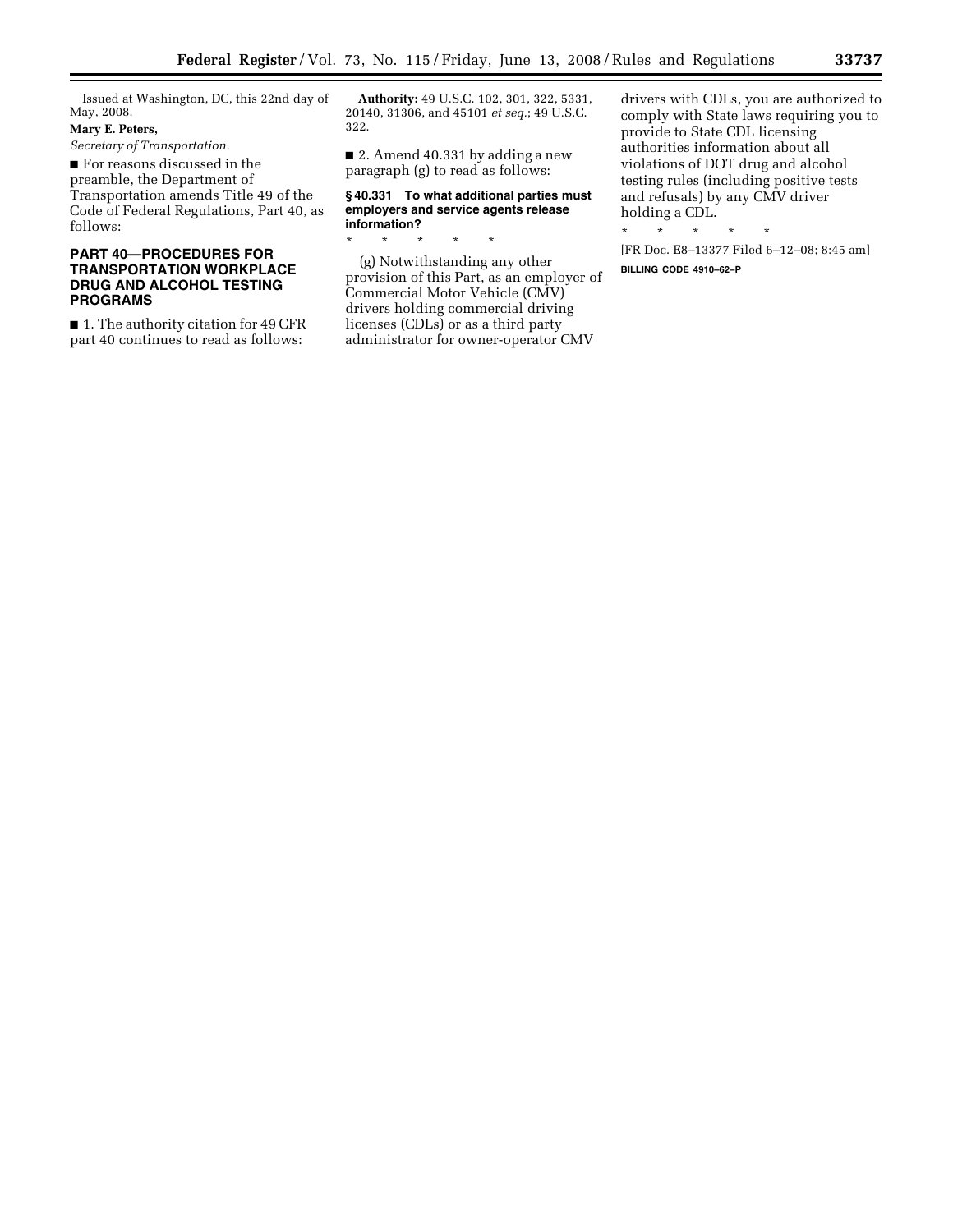Issued at Washington, DC, this 22nd day of May, 2008.

**Mary E. Peters,**

*Secretary of Transportation.*

■ For reasons discussed in the preamble, the Department of Transportation amends Title 49 of the Code of Federal Regulations, Part 40, as follows:

## PART 40—PROCEDURES FOR TRANSPORTATION WORKPLACE DRUG AND ALCOHOL TESTING PROGRAMS

■ 1. The authority citation for 49 CFR part 40 continues to read as follows:

**Authority:** 49 U.S.C. 102, 301, 322, 5331, 20140, 31306, and 45101 *et seq.*; 49 U.S.C. 322.

■ 2. Amend 40.331 by adding a new paragraph (g) to read as follows:

### § 40.331 To what additional parties must employers and service agents release information?

\* \* \* \* \*

(g) Notwithstanding any other provision of this Part, as an employer of Commercial Motor Vehicle (CMV) drivers holding commercial driving licenses (CDLs) or as a third party administrator for owner-operator CMV drivers with CDLs, you are authorized to comply with State laws requiring you to provide to State CDL licensing authorities information about all violations of DOT drug and alcohol testing rules (including positive tests and refusals) by any CMV driver holding a CDL.

\* \* \* \* \*

[FR Doc. E8–13377 Filed 6–12–08; 8:45 am]

**BILLING CODE 4910–62–P**